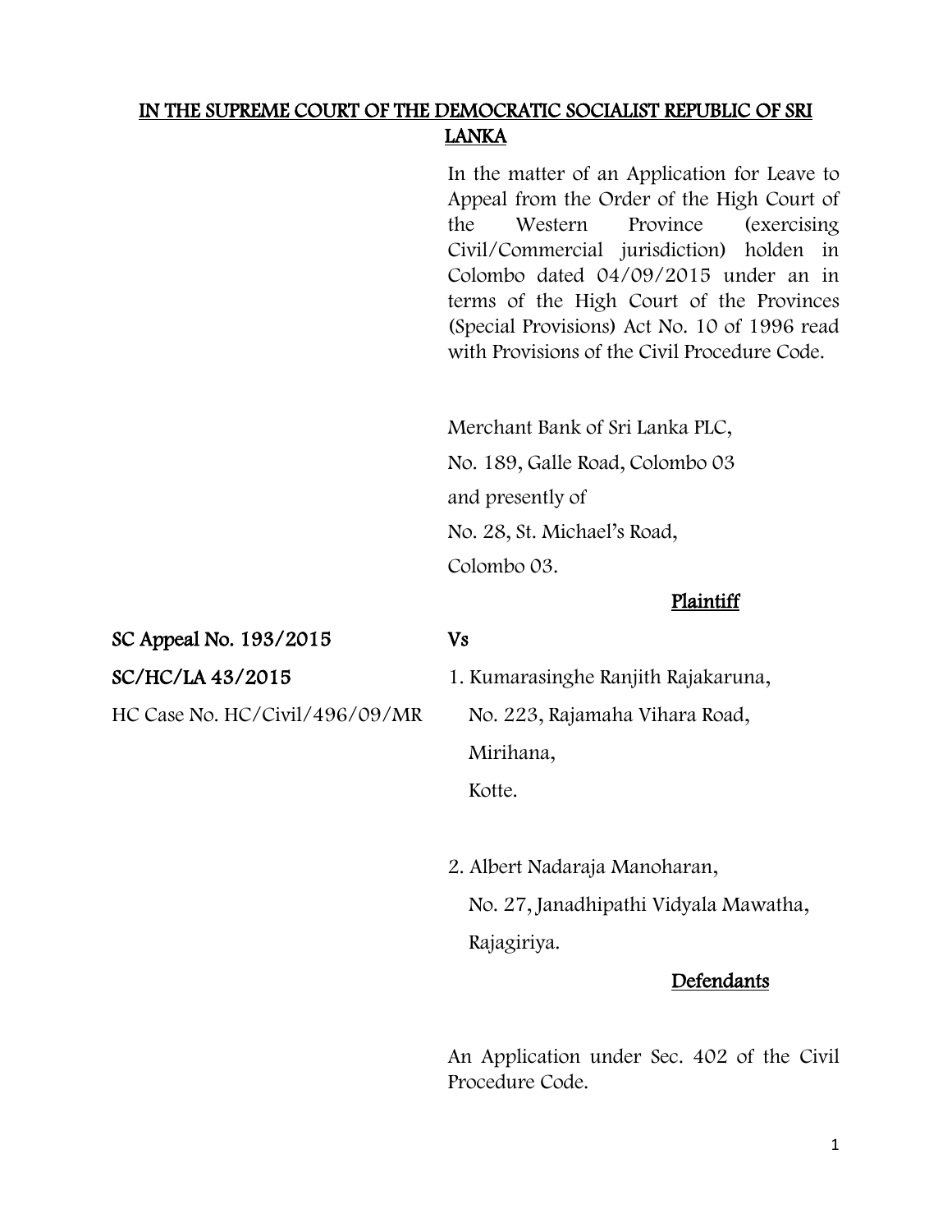# IN THE SUPREME COURT OF THE DEMOCRATIC SOCIALIST REPUBLIC OF SRI LANKA

In the matter of an Application for Leave to Appeal from the Order of the High Court of the Western Province (exercising Civil/Commercial jurisdiction) holden in Colombo dated 04/09/2015 under an in terms of the High Court of the Provinces (Special Provisions) Act No. 10 of 1996 read with Provisions of the Civil Procedure Code.

Merchant Bank of Sri Lanka PLC,
No. 189, Galle Road, Colombo 03
and presently of
No. 28, St. Michael's Road,
Colombo 03.

**Plaintiff**

**SC Appeal No. 193/2015**

**SC/HC/LA 43/2015**

HC Case No. HC/Civil/496/09/MR

**Vs**

1. Kumarasinghe Ranjith Rajakaruna,
   No. 223, Rajamaha Vihara Road,
   Mirihana,
   Kotte.

2. Albert Nadaraja Manoharan,
   No. 27, Janadhipathi Vidyala Mawatha,
   Rajagiriya.

**Defendants**

An Application under Sec. 402 of the Civil Procedure Code.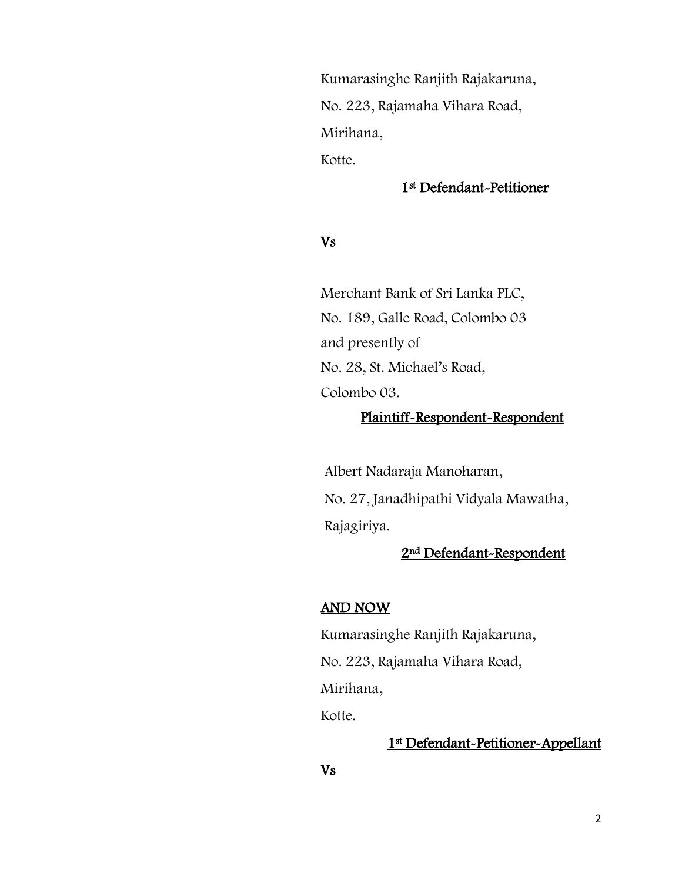Kumarasinghe Ranjith Rajakaruna,

No. 223, Rajamaha Vihara Road,

Mirihana,

Kotte.

**<u>1st Defendant-Petitioner</u>**

**Vs**

Merchant Bank of Sri Lanka PLC,

No. 189, Galle Road, Colombo 03

and presently of

No. 28, St. Michael's Road,

Colombo 03.

**<u>Plaintiff-Respondent-Respondent</u>**

Albert Nadaraja Manoharan,

No. 27, Janadhipathi Vidyala Mawatha,

Rajagiriya.

**<u>2nd Defendant-Respondent</u>**

**<u>AND NOW</u>**

Kumarasinghe Ranjith Rajakaruna,

No. 223, Rajamaha Vihara Road,

Mirihana,

Kotte.

**<u>1st Defendant-Petitioner-Appellant</u>**

**Vs**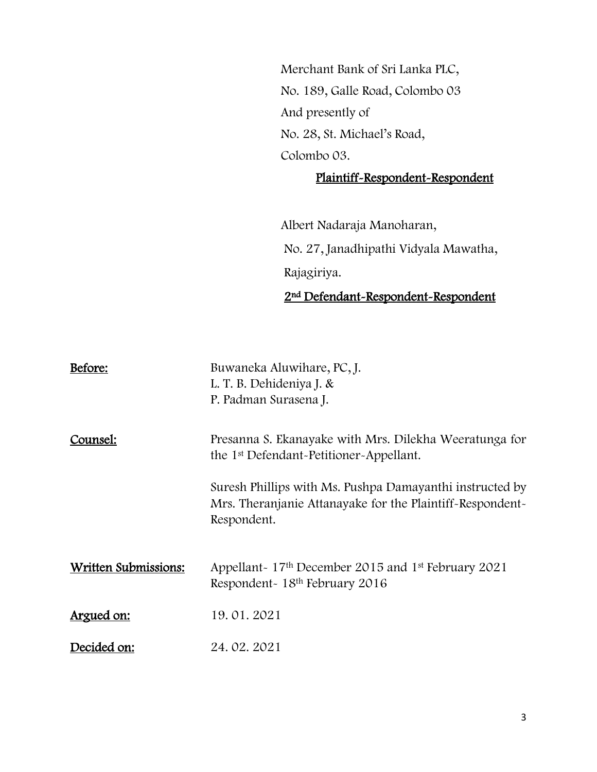Merchant Bank of Sri Lanka PLC,
No. 189, Galle Road, Colombo 03
And presently of
No. 28, St. Michael's Road,
Colombo 03.

**Plaintiff-Respondent-Respondent**

Albert Nadaraja Manoharan,
No. 27, Janadhipathi Vidyala Mawatha,
Rajagiriya.

**2nd Defendant-Respondent-Respondent**

**Before:** Buwaneka Aluwihare, PC, J.
L. T. B. Dehideniya J. &
P. Padman Surasena J.

**Counsel:** Presanna S. Ekanayake with Mrs. Dilekha Weeratunga for the 1st Defendant-Petitioner-Appellant.

Suresh Phillips with Ms. Pushpa Damayanthi instructed by Mrs. Theranjanie Attanayake for the Plaintiff-Respondent-Respondent.

**Written Submissions:** Appellant- 17th December 2015 and 1st February 2021
Respondent- 18th February 2016

**Argued on:** 19. 01. 2021

**Decided on:** 24. 02. 2021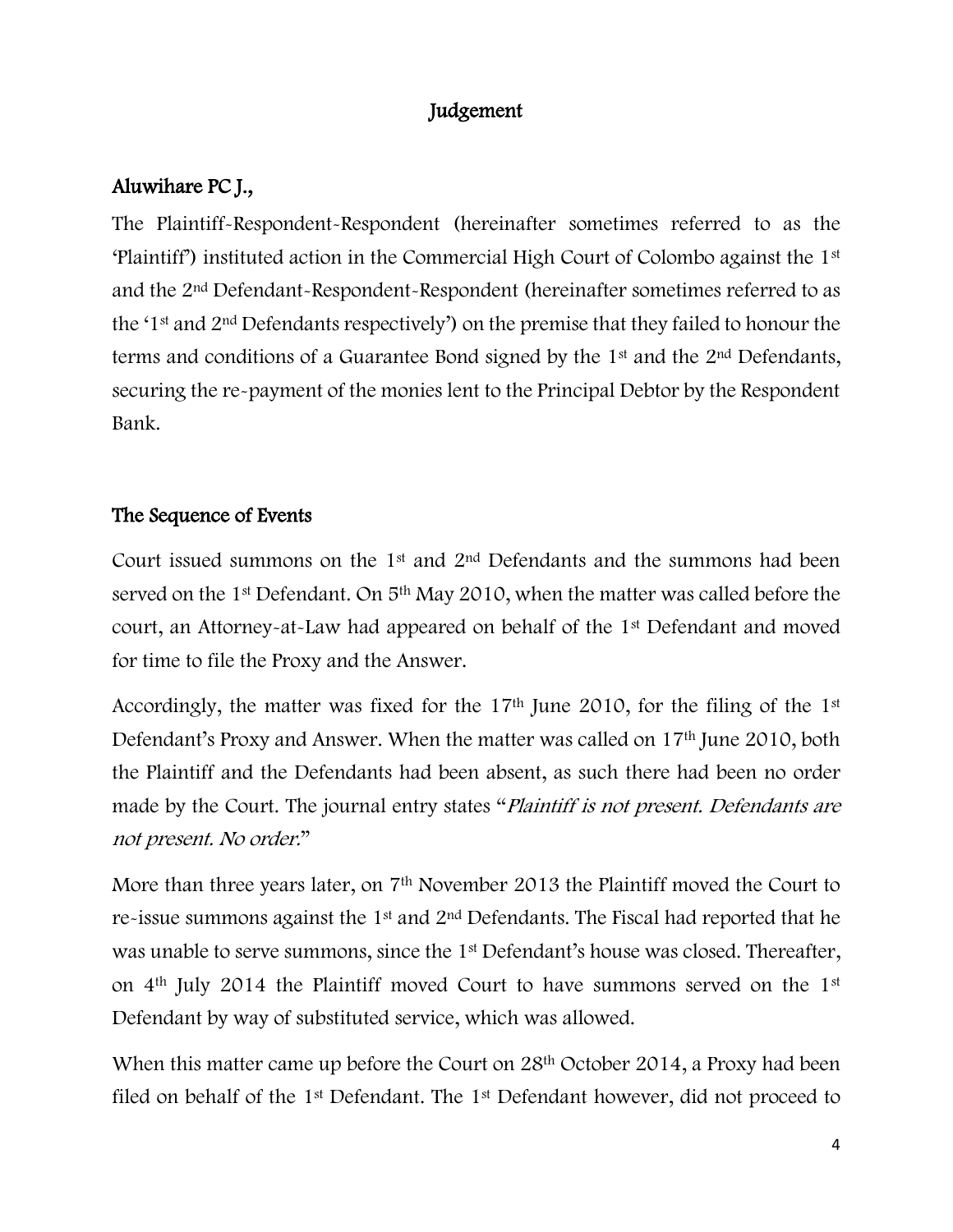# Judgement

## Aluwihare PC J.,

The Plaintiff-Respondent-Respondent (hereinafter sometimes referred to as the 'Plaintiff') instituted action in the Commercial High Court of Colombo against the 1st and the 2nd Defendant-Respondent-Respondent (hereinafter sometimes referred to as the '1st and 2nd Defendants respectively') on the premise that they failed to honour the terms and conditions of a Guarantee Bond signed by the 1st and the 2nd Defendants, securing the re-payment of the monies lent to the Principal Debtor by the Respondent Bank.

## The Sequence of Events

Court issued summons on the 1st and 2nd Defendants and the summons had been served on the 1st Defendant. On 5th May 2010, when the matter was called before the court, an Attorney-at-Law had appeared on behalf of the 1st Defendant and moved for time to file the Proxy and the Answer.

Accordingly, the matter was fixed for the 17th June 2010, for the filing of the 1st Defendant's Proxy and Answer. When the matter was called on 17th June 2010, both the Plaintiff and the Defendants had been absent, as such there had been no order made by the Court. The journal entry states "*Plaintiff is not present. Defendants are not present. No order.*"

More than three years later, on 7th November 2013 the Plaintiff moved the Court to re-issue summons against the 1st and 2nd Defendants. The Fiscal had reported that he was unable to serve summons, since the 1st Defendant's house was closed. Thereafter, on 4th July 2014 the Plaintiff moved Court to have summons served on the 1st Defendant by way of substituted service, which was allowed.

When this matter came up before the Court on 28th October 2014, a Proxy had been filed on behalf of the 1st Defendant. The 1st Defendant however, did not proceed to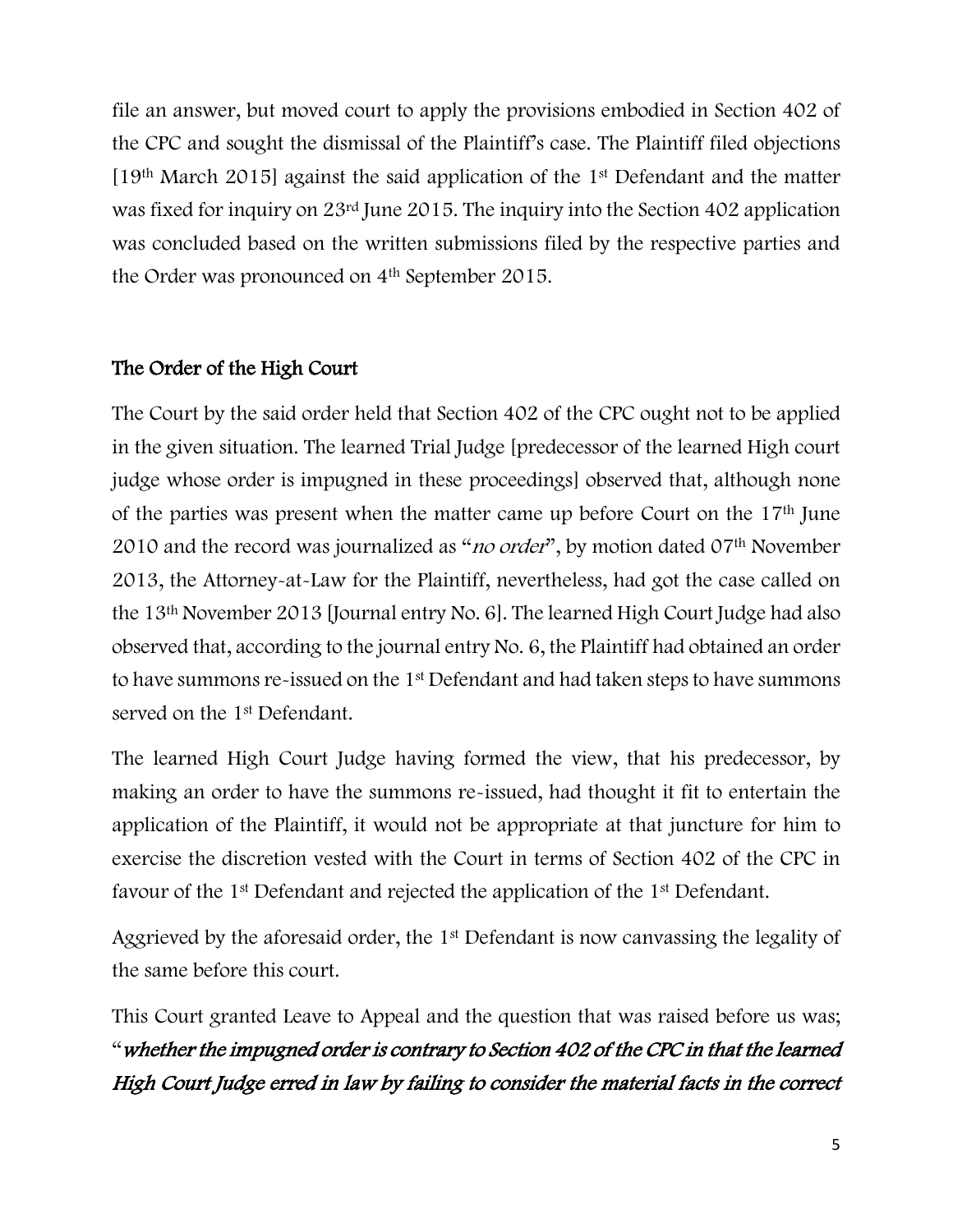file an answer, but moved court to apply the provisions embodied in Section 402 of the CPC and sought the dismissal of the Plaintiff's case. The Plaintiff filed objections [19th March 2015] against the said application of the 1st Defendant and the matter was fixed for inquiry on 23rd June 2015. The inquiry into the Section 402 application was concluded based on the written submissions filed by the respective parties and the Order was pronounced on 4th September 2015.

## The Order of the High Court

The Court by the said order held that Section 402 of the CPC ought not to be applied in the given situation. The learned Trial Judge [predecessor of the learned High court judge whose order is impugned in these proceedings] observed that, although none of the parties was present when the matter came up before Court on the 17th June 2010 and the record was journalized as "*no order*", by motion dated 07th November 2013, the Attorney-at-Law for the Plaintiff, nevertheless, had got the case called on the 13th November 2013 [Journal entry No. 6]. The learned High Court Judge had also observed that, according to the journal entry No. 6, the Plaintiff had obtained an order to have summons re-issued on the 1st Defendant and had taken steps to have summons served on the 1st Defendant.

The learned High Court Judge having formed the view, that his predecessor, by making an order to have the summons re-issued, had thought it fit to entertain the application of the Plaintiff, it would not be appropriate at that juncture for him to exercise the discretion vested with the Court in terms of Section 402 of the CPC in favour of the 1st Defendant and rejected the application of the 1st Defendant.

Aggrieved by the aforesaid order, the 1st Defendant is now canvassing the legality of the same before this court.

This Court granted Leave to Appeal and the question that was raised before us was; "*whether the impugned order is contrary to Section 402 of the CPC in that the learned High Court Judge erred in law by failing to consider the material facts in the correct*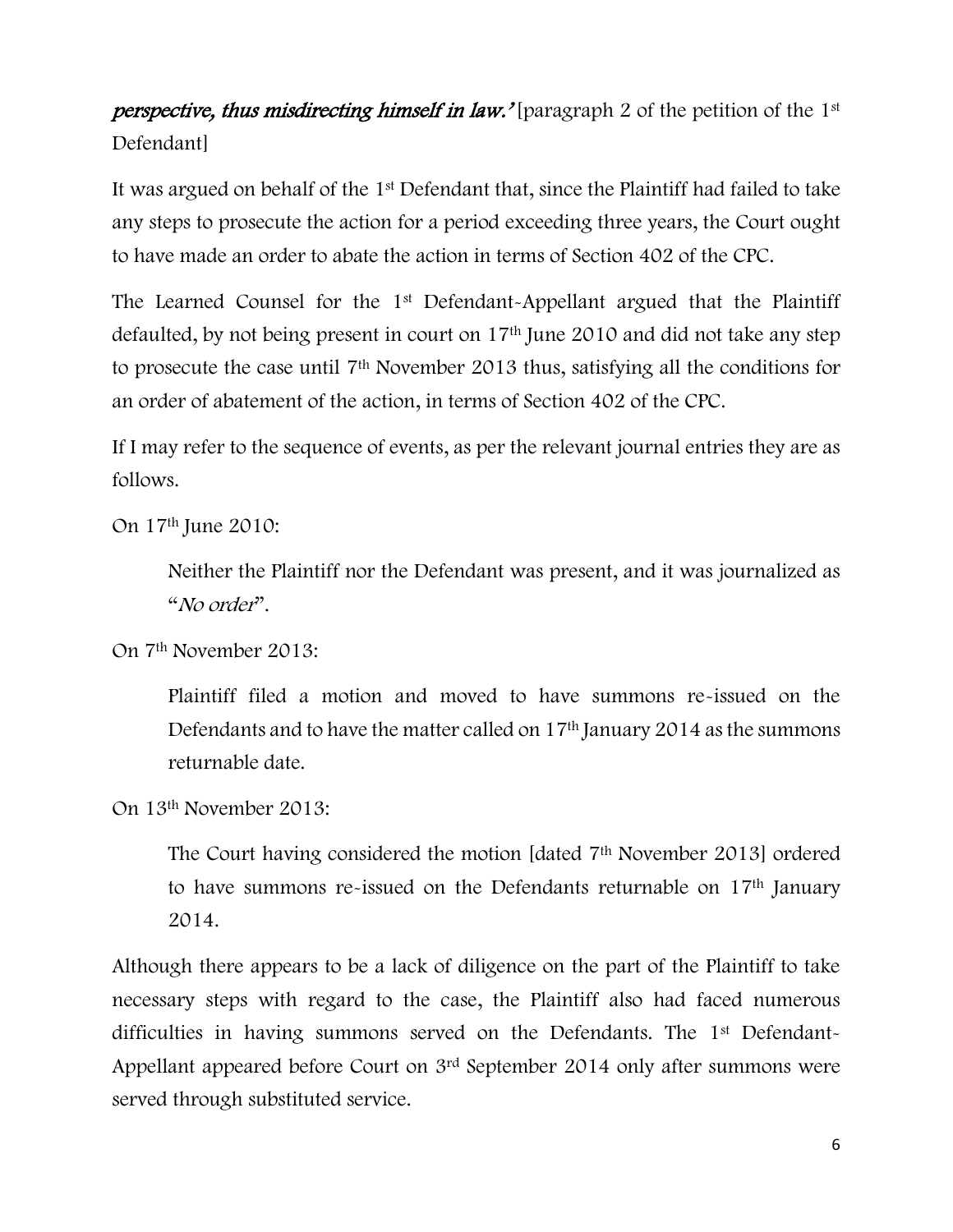*perspective, thus misdirecting himself in law.'* [paragraph 2 of the petition of the 1st Defendant]

It was argued on behalf of the 1st Defendant that, since the Plaintiff had failed to take any steps to prosecute the action for a period exceeding three years, the Court ought to have made an order to abate the action in terms of Section 402 of the CPC.

The Learned Counsel for the 1st Defendant-Appellant argued that the Plaintiff defaulted, by not being present in court on 17th June 2010 and did not take any step to prosecute the case until 7th November 2013 thus, satisfying all the conditions for an order of abatement of the action, in terms of Section 402 of the CPC.

If I may refer to the sequence of events, as per the relevant journal entries they are as follows.

On 17th June 2010:

> Neither the Plaintiff nor the Defendant was present, and it was journalized as "*No order*".

On 7th November 2013:

> Plaintiff filed a motion and moved to have summons re-issued on the Defendants and to have the matter called on 17th January 2014 as the summons returnable date.

On 13th November 2013:

> The Court having considered the motion [dated 7th November 2013] ordered to have summons re-issued on the Defendants returnable on 17th January 2014.

Although there appears to be a lack of diligence on the part of the Plaintiff to take necessary steps with regard to the case, the Plaintiff also had faced numerous difficulties in having summons served on the Defendants. The 1st Defendant-Appellant appeared before Court on 3rd September 2014 only after summons were served through substituted service.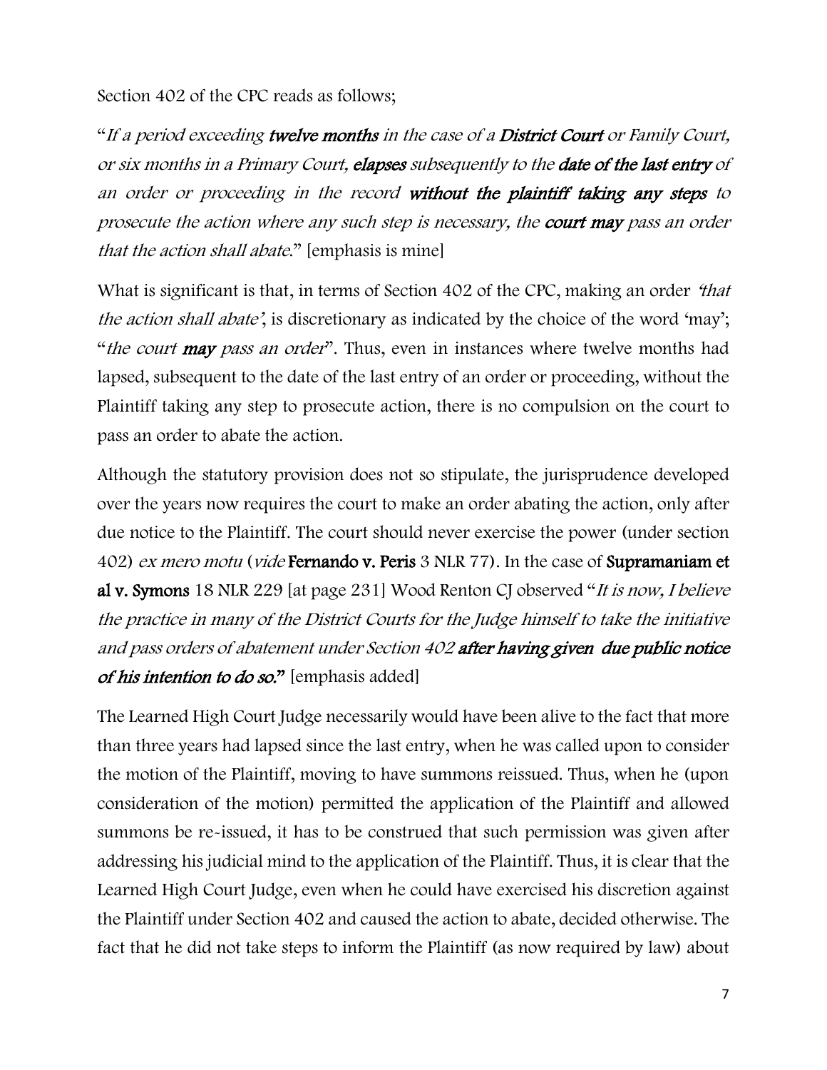Section 402 of the CPC reads as follows;

"*If a period exceeding* ***twelve months*** *in the case of a* ***District Court*** *or Family Court, or six months in a Primary Court,* ***elapses*** *subsequently to the* ***date of the last entry*** *of an order or proceeding in the record* ***without the plaintiff taking any steps*** *to prosecute the action where any such step is necessary, the* ***court may*** *pass an order that the action shall abate*." [emphasis is mine]

What is significant is that, in terms of Section 402 of the CPC, making an order *'that the action shall abate'*, is discretionary as indicated by the choice of the word 'may'; "*the court* ***may*** *pass an order*". Thus, even in instances where twelve months had lapsed, subsequent to the date of the last entry of an order or proceeding, without the Plaintiff taking any step to prosecute action, there is no compulsion on the court to pass an order to abate the action.

Although the statutory provision does not so stipulate, the jurisprudence developed over the years now requires the court to make an order abating the action, only after due notice to the Plaintiff. The court should never exercise the power (under section 402) *ex mero motu* (*vide* **Fernando v. Peris** 3 NLR 77). In the case of **Supramaniam et al v. Symons** 18 NLR 229 [at page 231] Wood Renton CJ observed "*It is now, I believe the practice in many of the District Courts for the Judge himself to take the initiative and pass orders of abatement under Section 402* ***after having given due public notice of his intention to do so.***" [emphasis added]

The Learned High Court Judge necessarily would have been alive to the fact that more than three years had lapsed since the last entry, when he was called upon to consider the motion of the Plaintiff, moving to have summons reissued. Thus, when he (upon consideration of the motion) permitted the application of the Plaintiff and allowed summons be re-issued, it has to be construed that such permission was given after addressing his judicial mind to the application of the Plaintiff. Thus, it is clear that the Learned High Court Judge, even when he could have exercised his discretion against the Plaintiff under Section 402 and caused the action to abate, decided otherwise. The fact that he did not take steps to inform the Plaintiff (as now required by law) about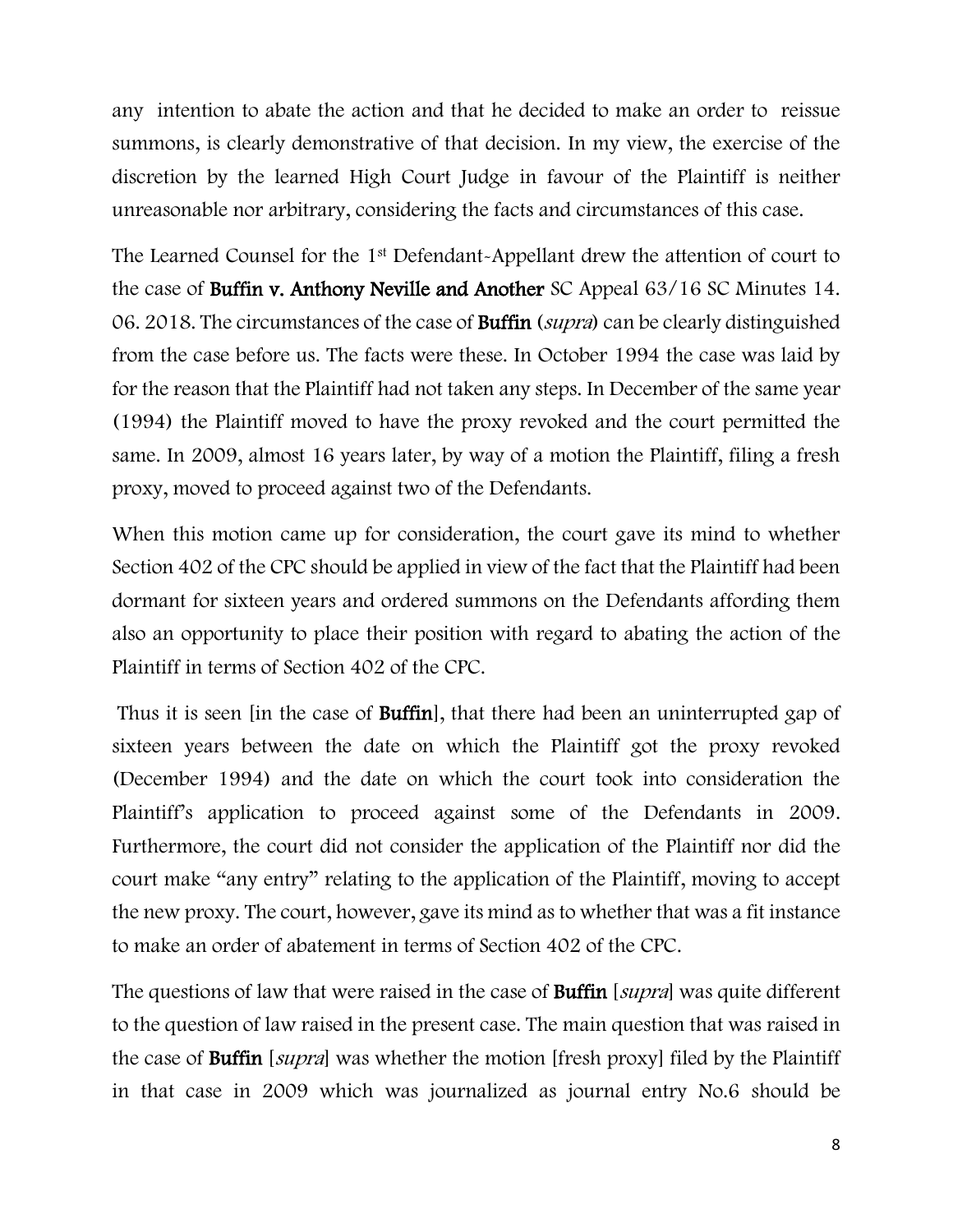any intention to abate the action and that he decided to make an order to reissue summons, is clearly demonstrative of that decision. In my view, the exercise of the discretion by the learned High Court Judge in favour of the Plaintiff is neither unreasonable nor arbitrary, considering the facts and circumstances of this case.

The Learned Counsel for the 1st Defendant-Appellant drew the attention of court to the case of **Buffin v. Anthony Neville and Another** SC Appeal 63/16 SC Minutes 14. 06. 2018. The circumstances of the case of **Buffin** (*supra*) can be clearly distinguished from the case before us. The facts were these. In October 1994 the case was laid by for the reason that the Plaintiff had not taken any steps. In December of the same year (1994) the Plaintiff moved to have the proxy revoked and the court permitted the same. In 2009, almost 16 years later, by way of a motion the Plaintiff, filing a fresh proxy, moved to proceed against two of the Defendants.

When this motion came up for consideration, the court gave its mind to whether Section 402 of the CPC should be applied in view of the fact that the Plaintiff had been dormant for sixteen years and ordered summons on the Defendants affording them also an opportunity to place their position with regard to abating the action of the Plaintiff in terms of Section 402 of the CPC.

Thus it is seen [in the case of **Buffin**], that there had been an uninterrupted gap of sixteen years between the date on which the Plaintiff got the proxy revoked (December 1994) and the date on which the court took into consideration the Plaintiff's application to proceed against some of the Defendants in 2009. Furthermore, the court did not consider the application of the Plaintiff nor did the court make "any entry" relating to the application of the Plaintiff, moving to accept the new proxy. The court, however, gave its mind as to whether that was a fit instance to make an order of abatement in terms of Section 402 of the CPC.

The questions of law that were raised in the case of **Buffin** [*supra*] was quite different to the question of law raised in the present case. The main question that was raised in the case of **Buffin** [*supra*] was whether the motion [fresh proxy] filed by the Plaintiff in that case in 2009 which was journalized as journal entry No.6 should be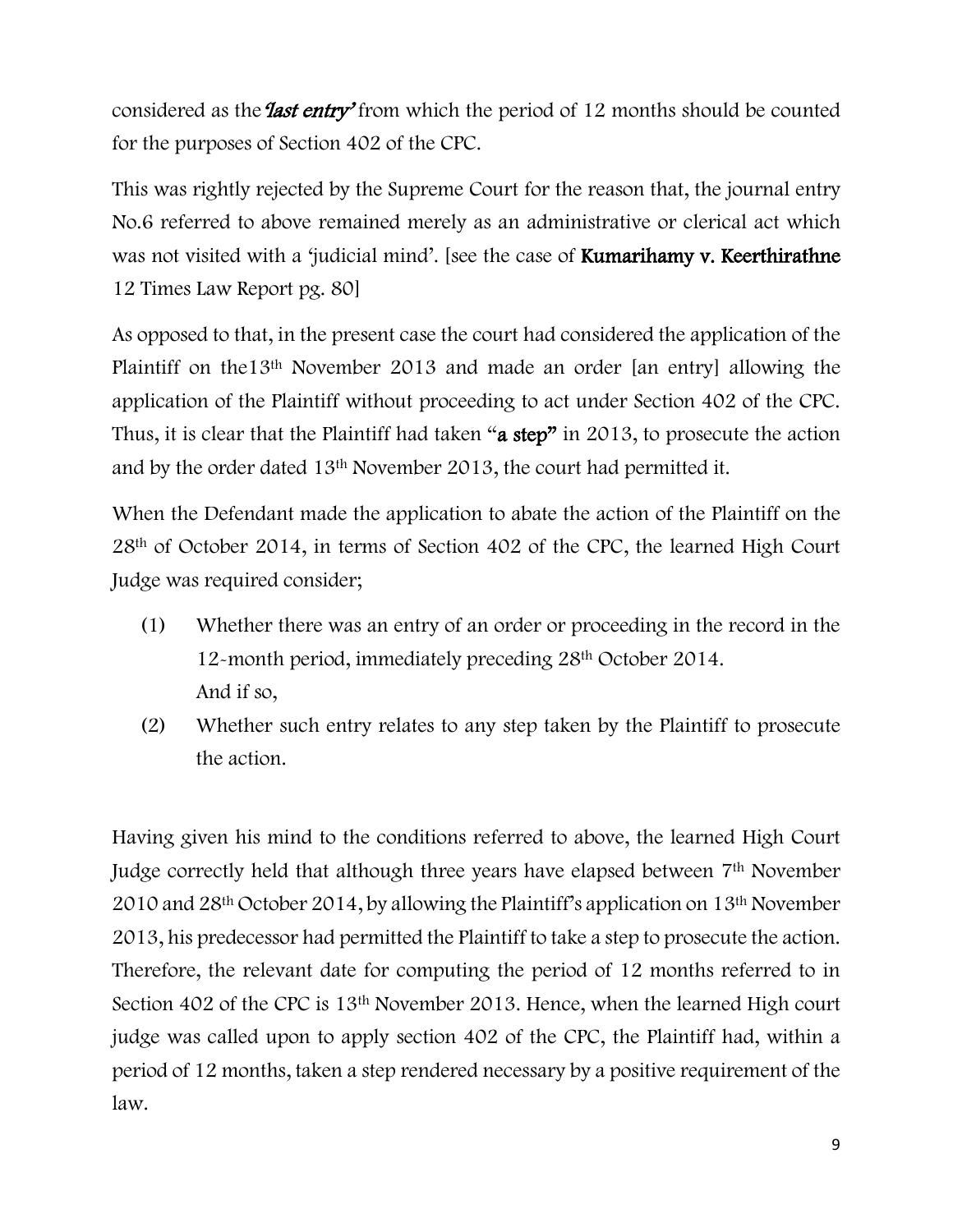considered as the *'last entry'* from which the period of 12 months should be counted for the purposes of Section 402 of the CPC.

This was rightly rejected by the Supreme Court for the reason that, the journal entry No.6 referred to above remained merely as an administrative or clerical act which was not visited with a 'judicial mind'. [see the case of **Kumarihamy v. Keerthirathne** 12 Times Law Report pg. 80]

As opposed to that, in the present case the court had considered the application of the Plaintiff on the13th November 2013 and made an order [an entry] allowing the application of the Plaintiff without proceeding to act under Section 402 of the CPC. Thus, it is clear that the Plaintiff had taken "**a step**" in 2013, to prosecute the action and by the order dated 13th November 2013, the court had permitted it.

When the Defendant made the application to abate the action of the Plaintiff on the 28th of October 2014, in terms of Section 402 of the CPC, the learned High Court Judge was required consider;

(1) Whether there was an entry of an order or proceeding in the record in the 12-month period, immediately preceding 28th October 2014.
    And if so,

(2) Whether such entry relates to any step taken by the Plaintiff to prosecute the action.

Having given his mind to the conditions referred to above, the learned High Court Judge correctly held that although three years have elapsed between 7th November 2010 and 28th October 2014, by allowing the Plaintiff's application on 13th November 2013, his predecessor had permitted the Plaintiff to take a step to prosecute the action. Therefore, the relevant date for computing the period of 12 months referred to in Section 402 of the CPC is 13th November 2013. Hence, when the learned High court judge was called upon to apply section 402 of the CPC, the Plaintiff had, within a period of 12 months, taken a step rendered necessary by a positive requirement of the law.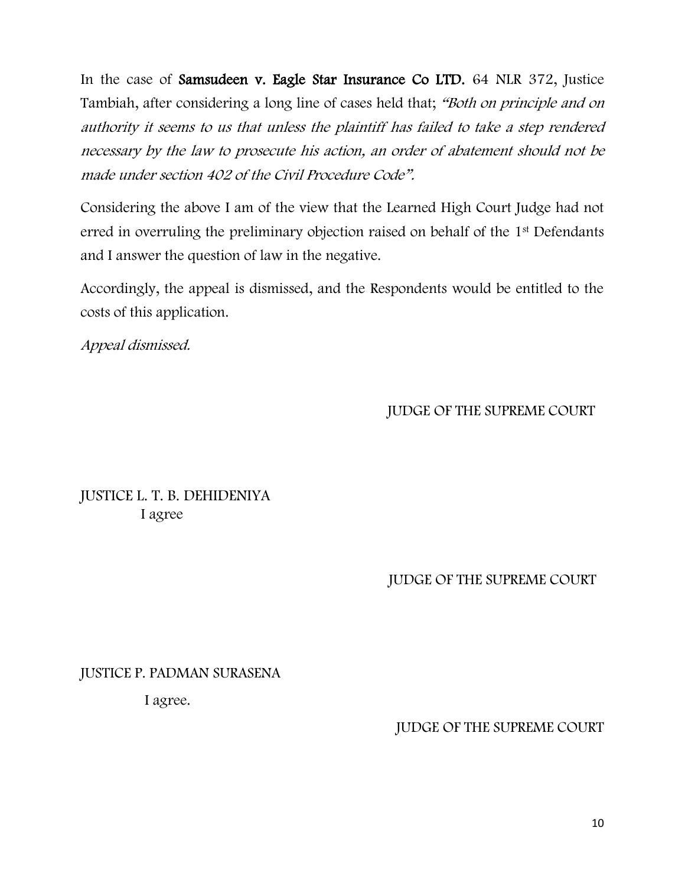In the case of **Samsudeen v. Eagle Star Insurance Co LTD.** 64 NLR 372, Justice Tambiah, after considering a long line of cases held that; *"Both on principle and on authority it seems to us that unless the plaintiff has failed to take a step rendered necessary by the law to prosecute his action, an order of abatement should not be made under section 402 of the Civil Procedure Code".*

Considering the above I am of the view that the Learned High Court Judge had not erred in overruling the preliminary objection raised on behalf of the 1st Defendants and I answer the question of law in the negative.

Accordingly, the appeal is dismissed, and the Respondents would be entitled to the costs of this application.

*Appeal dismissed.*

JUDGE OF THE SUPREME COURT

JUSTICE L. T. B. DEHIDENIYA

I agree

JUDGE OF THE SUPREME COURT

JUSTICE P. PADMAN SURASENA

I agree.

JUDGE OF THE SUPREME COURT